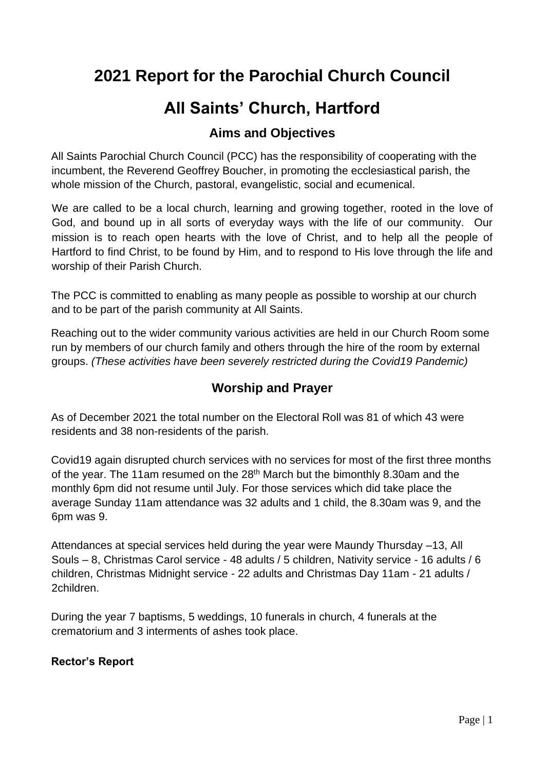# 2021 Report for the Parochial Church Council

# All Saints' Church, Hartford

## Aims and Objectives

All Saints Parochial Church Council (PCC) has the responsibility of cooperating with the incumbent, the Reverend Geoffrey Boucher, in promoting the ecclesiastical parish, the whole mission of the Church, pastoral, evangelistic, social and ecumenical.

We are called to be a local church, learning and growing together, rooted in the love of God, and bound up in all sorts of everyday ways with the life of our community. Our mission is to reach open hearts with the love of Christ, and to help all the people of Hartford to find Christ, to be found by Him, and to respond to His love through the life and worship of their Parish Church.

The PCC is committed to enabling as many people as possible to worship at our church and to be part of the parish community at All Saints.

Reaching out to the wider community various activities are held in our Church Room some run by members of our church family and others through the hire of the room by external groups. *(These activities have been severely restricted during the Covid19 Pandemic)*

## Worship and Prayer

As of December 2021 the total number on the Electoral Roll was 81 of which 43 were residents and 38 non-residents of the parish.

Covid19 again disrupted church services with no services for most of the first three months of the year. The 11am resumed on the 28th March but the bimonthly 8.30am and the monthly 6pm did not resume until July. For those services which did take place the average Sunday 11am attendance was 32 adults and 1 child, the 8.30am was 9, and the 6pm was 9.

Attendances at special services held during the year were Maundy Thursday –13, All Souls – 8, Christmas Carol service - 48 adults / 5 children, Nativity service - 16 adults / 6 children, Christmas Midnight service - 22 adults and Christmas Day 11am - 21 adults / 2children.

During the year 7 baptisms, 5 weddings, 10 funerals in church, 4 funerals at the crematorium and 3 interments of ashes took place.

**Rector's Report**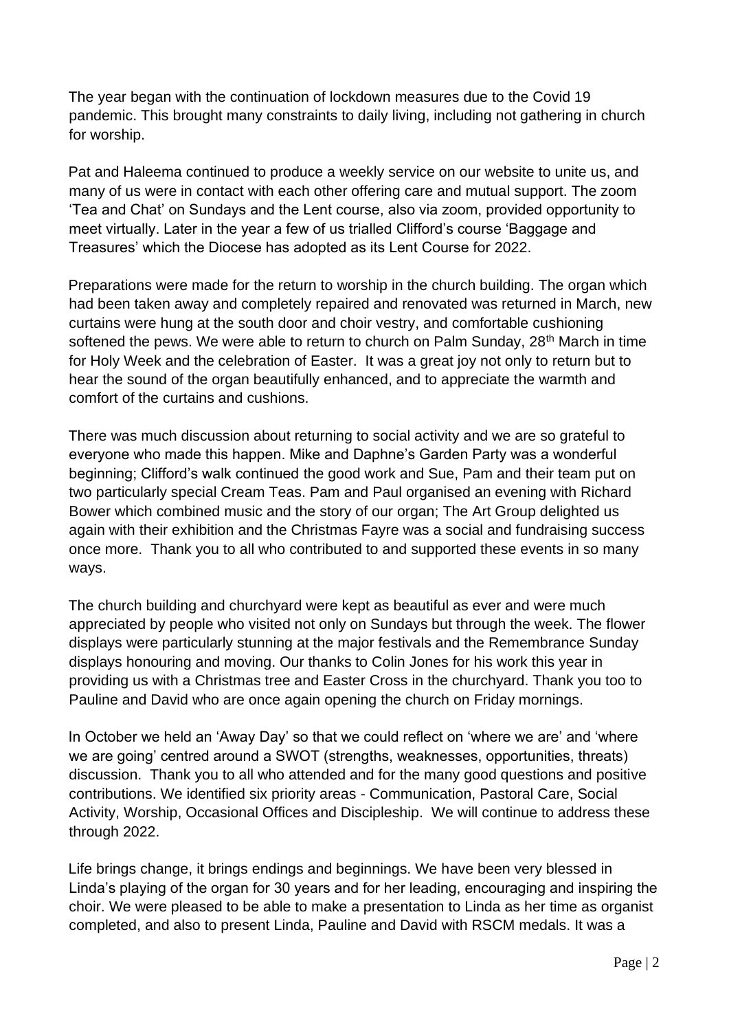The year began with the continuation of lockdown measures due to the Covid 19 pandemic. This brought many constraints to daily living, including not gathering in church for worship.

Pat and Haleema continued to produce a weekly service on our website to unite us, and many of us were in contact with each other offering care and mutual support. The zoom 'Tea and Chat' on Sundays and the Lent course, also via zoom, provided opportunity to meet virtually. Later in the year a few of us trialled Clifford's course 'Baggage and Treasures' which the Diocese has adopted as its Lent Course for 2022.

Preparations were made for the return to worship in the church building. The organ which had been taken away and completely repaired and renovated was returned in March, new curtains were hung at the south door and choir vestry, and comfortable cushioning softened the pews. We were able to return to church on Palm Sunday, 28th March in time for Holy Week and the celebration of Easter. It was a great joy not only to return but to hear the sound of the organ beautifully enhanced, and to appreciate the warmth and comfort of the curtains and cushions.

There was much discussion about returning to social activity and we are so grateful to everyone who made this happen. Mike and Daphne's Garden Party was a wonderful beginning; Clifford's walk continued the good work and Sue, Pam and their team put on two particularly special Cream Teas. Pam and Paul organised an evening with Richard Bower which combined music and the story of our organ; The Art Group delighted us again with their exhibition and the Christmas Fayre was a social and fundraising success once more. Thank you to all who contributed to and supported these events in so many ways.

The church building and churchyard were kept as beautiful as ever and were much appreciated by people who visited not only on Sundays but through the week. The flower displays were particularly stunning at the major festivals and the Remembrance Sunday displays honouring and moving. Our thanks to Colin Jones for his work this year in providing us with a Christmas tree and Easter Cross in the churchyard. Thank you too to Pauline and David who are once again opening the church on Friday mornings.

In October we held an 'Away Day' so that we could reflect on 'where we are' and 'where we are going' centred around a SWOT (strengths, weaknesses, opportunities, threats) discussion. Thank you to all who attended and for the many good questions and positive contributions. We identified six priority areas - Communication, Pastoral Care, Social Activity, Worship, Occasional Offices and Discipleship. We will continue to address these through 2022.

Life brings change, it brings endings and beginnings. We have been very blessed in Linda's playing of the organ for 30 years and for her leading, encouraging and inspiring the choir. We were pleased to be able to make a presentation to Linda as her time as organist completed, and also to present Linda, Pauline and David with RSCM medals. It was a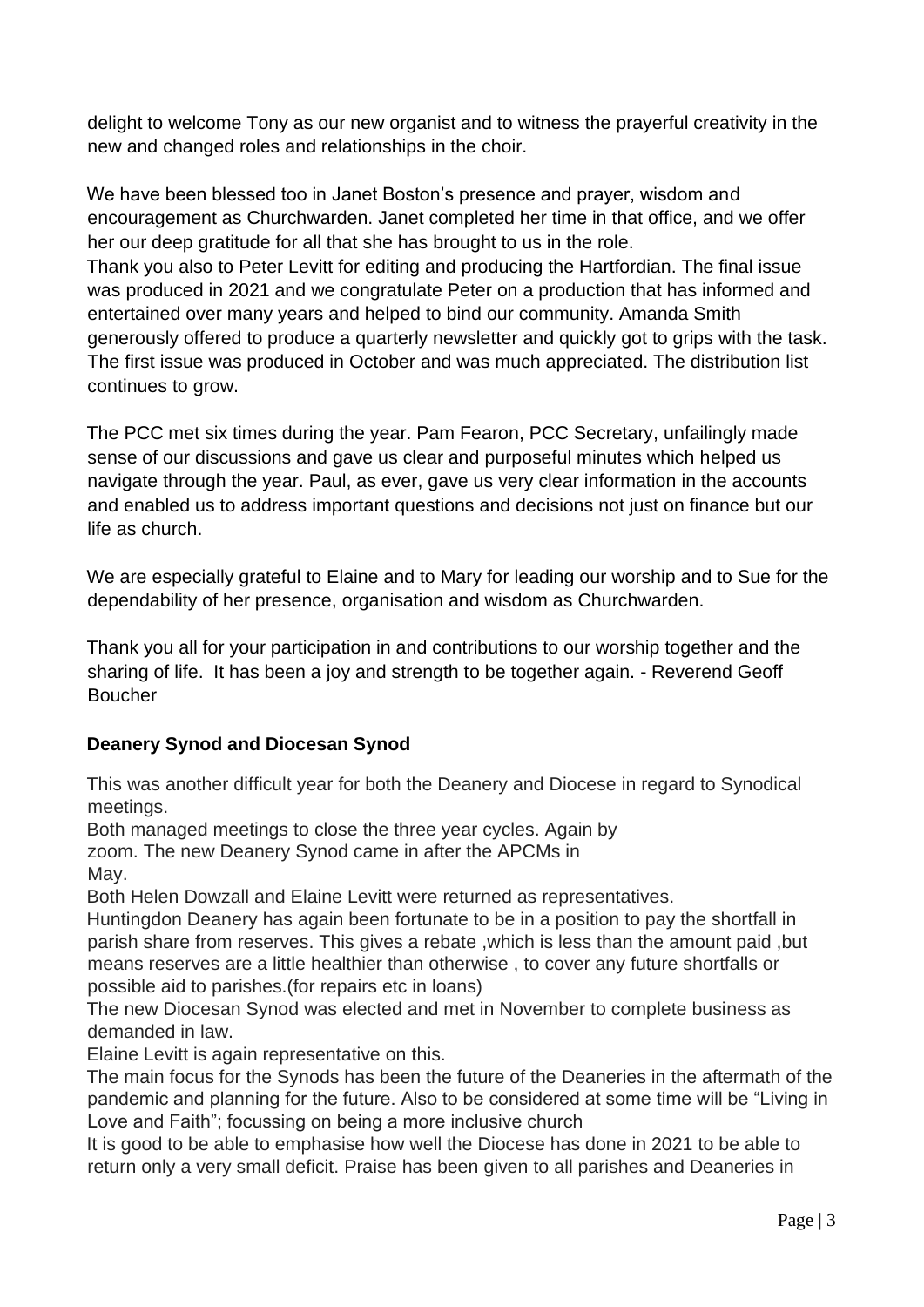delight to welcome Tony as our new organist and to witness the prayerful creativity in the new and changed roles and relationships in the choir.

We have been blessed too in Janet Boston's presence and prayer, wisdom and encouragement as Churchwarden. Janet completed her time in that office, and we offer her our deep gratitude for all that she has brought to us in the role.
Thank you also to Peter Levitt for editing and producing the Hartfordian. The final issue was produced in 2021 and we congratulate Peter on a production that has informed and entertained over many years and helped to bind our community. Amanda Smith generously offered to produce a quarterly newsletter and quickly got to grips with the task. The first issue was produced in October and was much appreciated. The distribution list continues to grow.

The PCC met six times during the year. Pam Fearon, PCC Secretary, unfailingly made sense of our discussions and gave us clear and purposeful minutes which helped us navigate through the year. Paul, as ever, gave us very clear information in the accounts and enabled us to address important questions and decisions not just on finance but our life as church.

We are especially grateful to Elaine and to Mary for leading our worship and to Sue for the dependability of her presence, organisation and wisdom as Churchwarden.

Thank you all for your participation in and contributions to our worship together and the sharing of life. It has been a joy and strength to be together again. - Reverend Geoff Boucher

**Deanery Synod and Diocesan Synod**

This was another difficult year for both the Deanery and Diocese in regard to Synodical meetings.
Both managed meetings to close the three year cycles. Again by zoom. The new Deanery Synod came in after the APCMs in May.
Both Helen Dowzall and Elaine Levitt were returned as representatives.
Huntingdon Deanery has again been fortunate to be in a position to pay the shortfall in parish share from reserves. This gives a rebate ,which is less than the amount paid ,but means reserves are a little healthier than otherwise , to cover any future shortfalls or possible aid to parishes.(for repairs etc in loans)
The new Diocesan Synod was elected and met in November to complete business as demanded in law.
Elaine Levitt is again representative on this.
The main focus for the Synods has been the future of the Deaneries in the aftermath of the pandemic and planning for the future. Also to be considered at some time will be "Living in Love and Faith"; focussing on being a more inclusive church
It is good to be able to emphasise how well the Diocese has done in 2021 to be able to return only a very small deficit. Praise has been given to all parishes and Deaneries in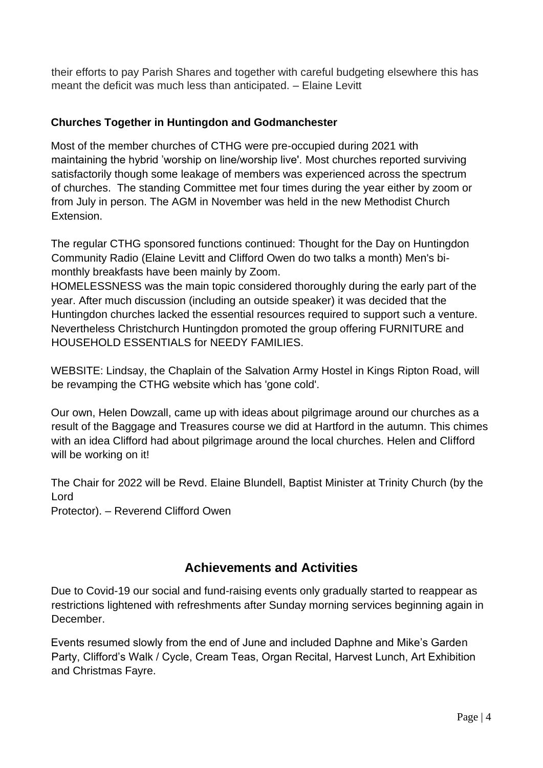their efforts to pay Parish Shares and together with careful budgeting elsewhere this has meant the deficit was much less than anticipated. – Elaine Levitt

**Churches Together in Huntingdon and Godmanchester**

Most of the member churches of CTHG were pre-occupied during 2021 with maintaining the hybrid 'worship on line/worship live'. Most churches reported surviving satisfactorily though some leakage of members was experienced across the spectrum of churches. The standing Committee met four times during the year either by zoom or from July in person. The AGM in November was held in the new Methodist Church Extension.

The regular CTHG sponsored functions continued: Thought for the Day on Huntingdon Community Radio (Elaine Levitt and Clifford Owen do two talks a month) Men's bi-monthly breakfasts have been mainly by Zoom.
HOMELESSNESS was the main topic considered thoroughly during the early part of the year. After much discussion (including an outside speaker) it was decided that the Huntingdon churches lacked the essential resources required to support such a venture. Nevertheless Christchurch Huntingdon promoted the group offering FURNITURE and HOUSEHOLD ESSENTIALS for NEEDY FAMILIES.

WEBSITE: Lindsay, the Chaplain of the Salvation Army Hostel in Kings Ripton Road, will be revamping the CTHG website which has 'gone cold'.

Our own, Helen Dowzall, came up with ideas about pilgrimage around our churches as a result of the Baggage and Treasures course we did at Hartford in the autumn. This chimes with an idea Clifford had about pilgrimage around the local churches. Helen and Clifford will be working on it!

The Chair for 2022 will be Revd. Elaine Blundell, Baptist Minister at Trinity Church (by the Lord
Protector). – Reverend Clifford Owen

## Achievements and Activities

Due to Covid-19 our social and fund-raising events only gradually started to reappear as restrictions lightened with refreshments after Sunday morning services beginning again in December.

Events resumed slowly from the end of June and included Daphne and Mike's Garden Party, Clifford's Walk / Cycle, Cream Teas, Organ Recital, Harvest Lunch, Art Exhibition and Christmas Fayre.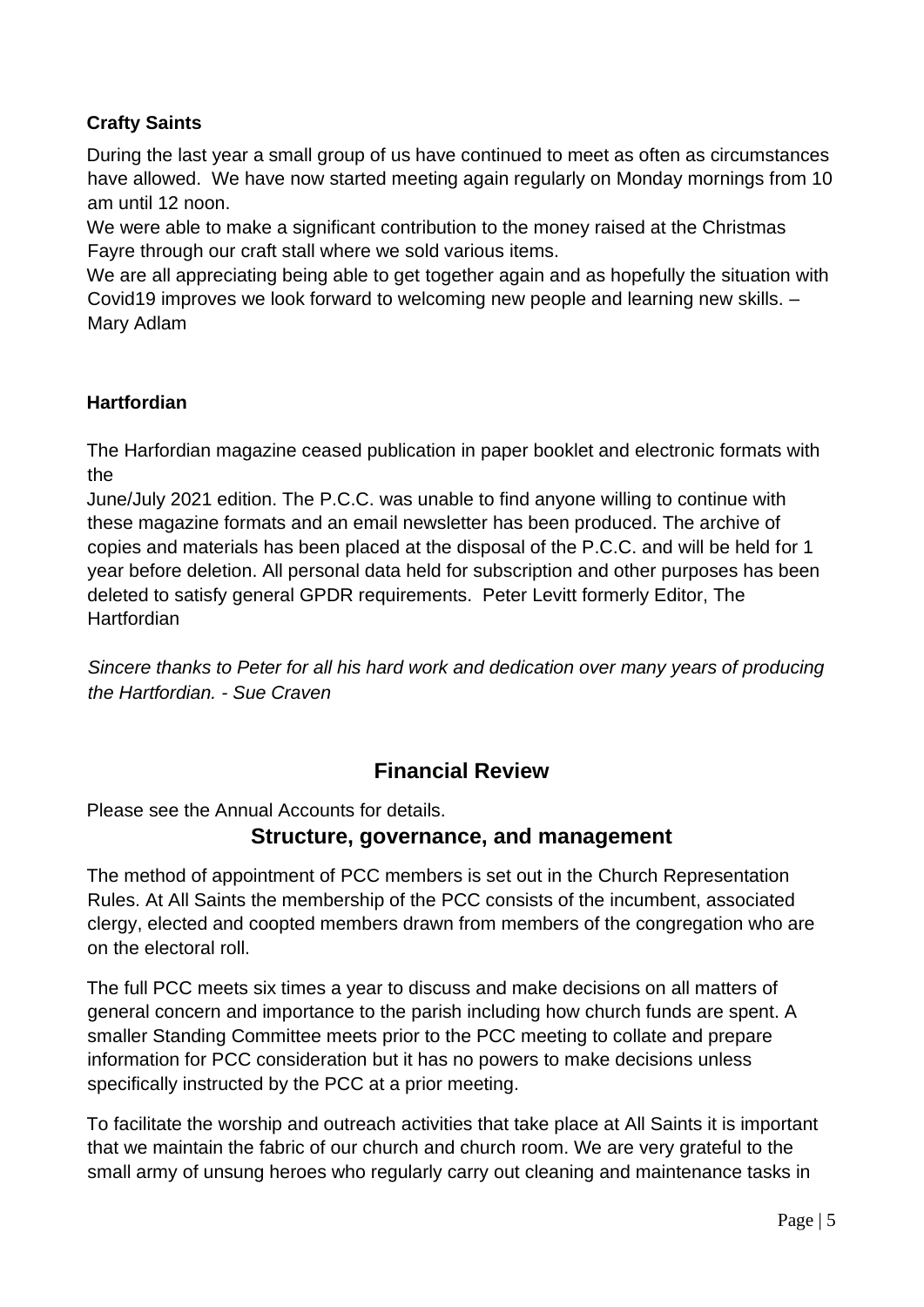### Crafty Saints

During the last year a small group of us have continued to meet as often as circumstances have allowed. We have now started meeting again regularly on Monday mornings from 10 am until 12 noon.

We were able to make a significant contribution to the money raised at the Christmas Fayre through our craft stall where we sold various items.

We are all appreciating being able to get together again and as hopefully the situation with Covid19 improves we look forward to welcoming new people and learning new skills. – Mary Adlam

### Hartfordian

The Harfordian magazine ceased publication in paper booklet and electronic formats with the
June/July 2021 edition. The P.C.C. was unable to find anyone willing to continue with these magazine formats and an email newsletter has been produced. The archive of copies and materials has been placed at the disposal of the P.C.C. and will be held for 1 year before deletion. All personal data held for subscription and other purposes has been deleted to satisfy general GPDR requirements. Peter Levitt formerly Editor, The Hartfordian

*Sincere thanks to Peter for all his hard work and dedication over many years of producing the Hartfordian. - Sue Craven*

## Financial Review

Please see the Annual Accounts for details.

## Structure, governance, and management

The method of appointment of PCC members is set out in the Church Representation Rules. At All Saints the membership of the PCC consists of the incumbent, associated clergy, elected and coopted members drawn from members of the congregation who are on the electoral roll.

The full PCC meets six times a year to discuss and make decisions on all matters of general concern and importance to the parish including how church funds are spent. A smaller Standing Committee meets prior to the PCC meeting to collate and prepare information for PCC consideration but it has no powers to make decisions unless specifically instructed by the PCC at a prior meeting.

To facilitate the worship and outreach activities that take place at All Saints it is important that we maintain the fabric of our church and church room. We are very grateful to the small army of unsung heroes who regularly carry out cleaning and maintenance tasks in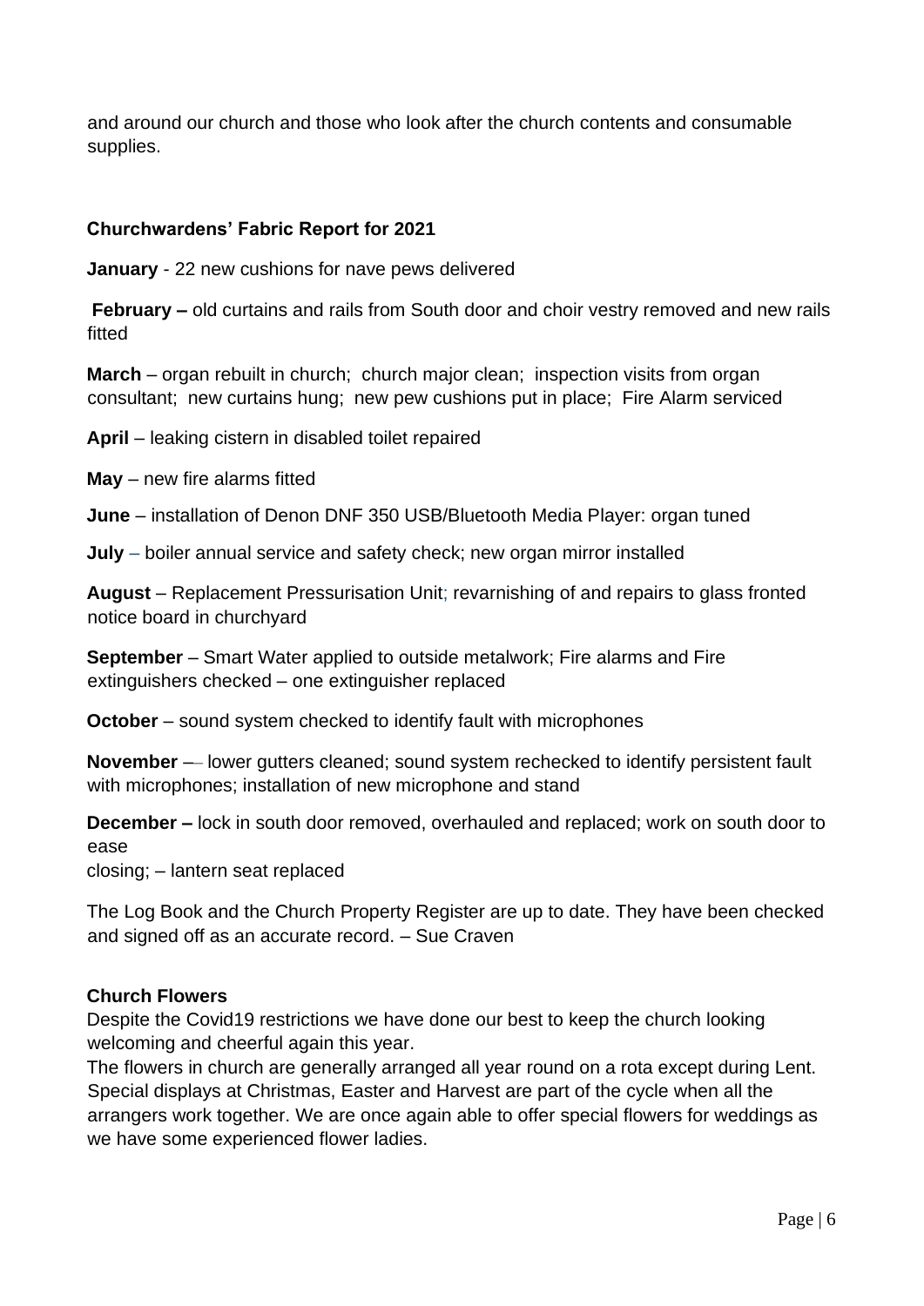and around our church and those who look after the church contents and consumable supplies.

**Churchwardens' Fabric Report for 2021**

**January** - 22 new cushions for nave pews delivered

**February –** old curtains and rails from South door and choir vestry removed and new rails fitted

**March** – organ rebuilt in church; church major clean; inspection visits from organ consultant; new curtains hung; new pew cushions put in place; Fire Alarm serviced

**April** – leaking cistern in disabled toilet repaired

**May** – new fire alarms fitted

**June** – installation of Denon DNF 350 USB/Bluetooth Media Player: organ tuned

**July** – boiler annual service and safety check; new organ mirror installed

**August** – Replacement Pressurisation Unit; revarnishing of and repairs to glass fronted notice board in churchyard

**September** – Smart Water applied to outside metalwork; Fire alarms and Fire extinguishers checked – one extinguisher replaced

**October** – sound system checked to identify fault with microphones

**November** –– lower gutters cleaned; sound system rechecked to identify persistent fault with microphones; installation of new microphone and stand

**December –** lock in south door removed, overhauled and replaced; work on south door to ease
closing; – lantern seat replaced

The Log Book and the Church Property Register are up to date. They have been checked and signed off as an accurate record. – Sue Craven

**Church Flowers**

Despite the Covid19 restrictions we have done our best to keep the church looking welcoming and cheerful again this year.

The flowers in church are generally arranged all year round on a rota except during Lent. Special displays at Christmas, Easter and Harvest are part of the cycle when all the arrangers work together. We are once again able to offer special flowers for weddings as we have some experienced flower ladies.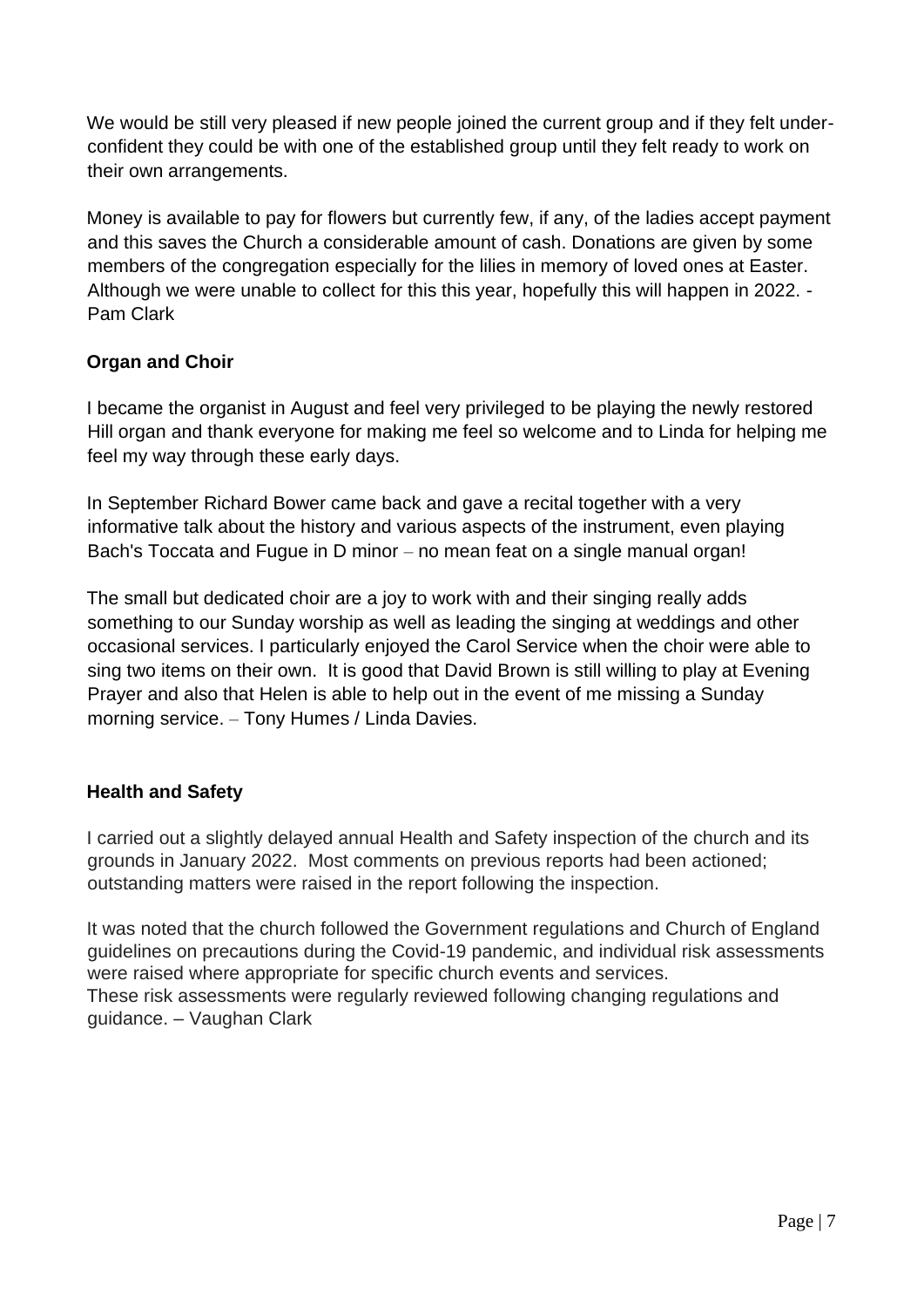We would be still very pleased if new people joined the current group and if they felt under-confident they could be with one of the established group until they felt ready to work on their own arrangements.

Money is available to pay for flowers but currently few, if any, of the ladies accept payment and this saves the Church a considerable amount of cash. Donations are given by some members of the congregation especially for the lilies in memory of loved ones at Easter. Although we were unable to collect for this this year, hopefully this will happen in 2022. - Pam Clark

### Organ and Choir

I became the organist in August and feel very privileged to be playing the newly restored Hill organ and thank everyone for making me feel so welcome and to Linda for helping me feel my way through these early days.

In September Richard Bower came back and gave a recital together with a very informative talk about the history and various aspects of the instrument, even playing Bach's Toccata and Fugue in D minor – no mean feat on a single manual organ!

The small but dedicated choir are a joy to work with and their singing really adds something to our Sunday worship as well as leading the singing at weddings and other occasional services. I particularly enjoyed the Carol Service when the choir were able to sing two items on their own. It is good that David Brown is still willing to play at Evening Prayer and also that Helen is able to help out in the event of me missing a Sunday morning service. – Tony Humes / Linda Davies.

### Health and Safety

I carried out a slightly delayed annual Health and Safety inspection of the church and its grounds in January 2022. Most comments on previous reports had been actioned; outstanding matters were raised in the report following the inspection.

It was noted that the church followed the Government regulations and Church of England guidelines on precautions during the Covid-19 pandemic, and individual risk assessments were raised where appropriate for specific church events and services.
These risk assessments were regularly reviewed following changing regulations and guidance. – Vaughan Clark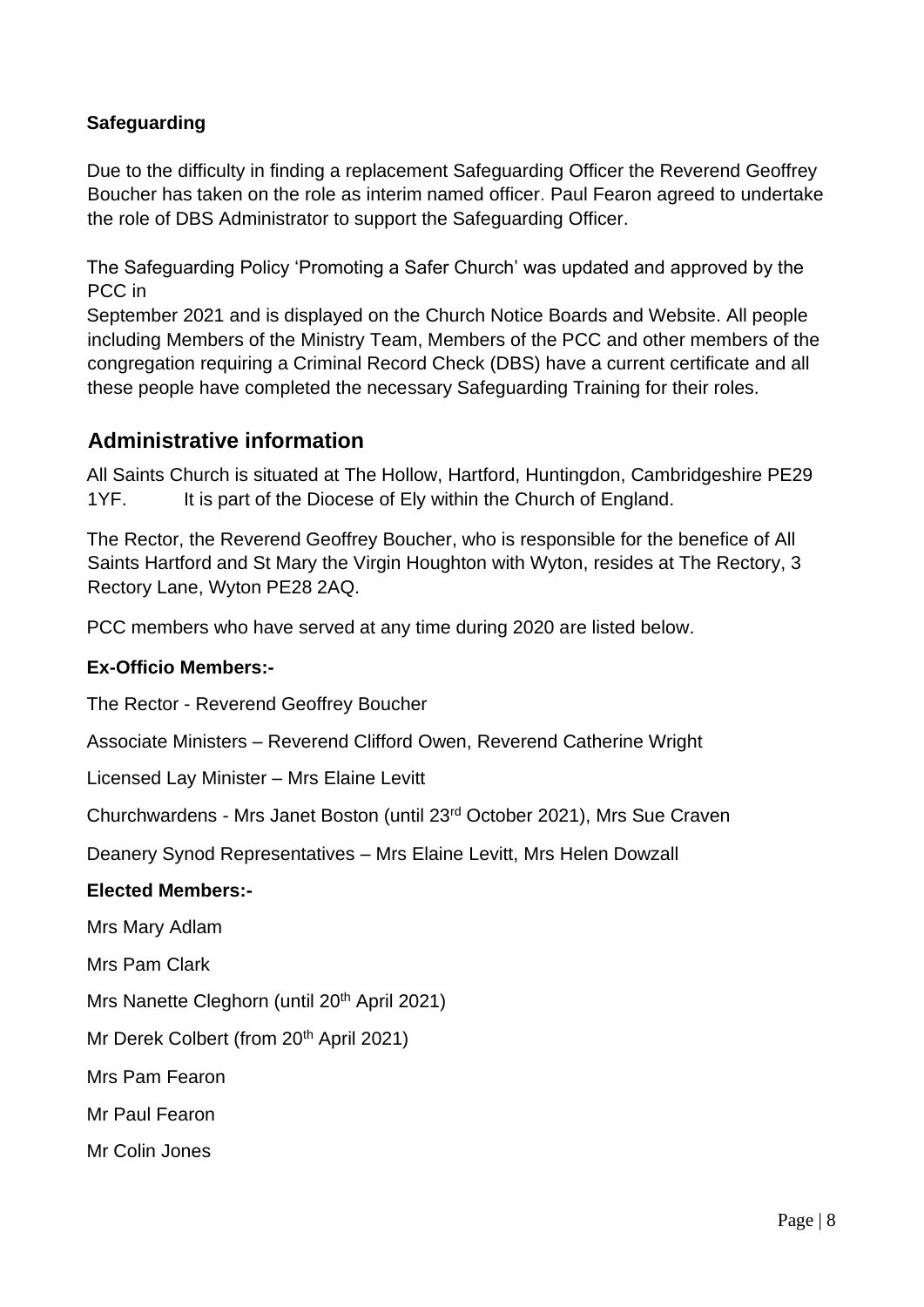**Safeguarding**

Due to the difficulty in finding a replacement Safeguarding Officer the Reverend Geoffrey Boucher has taken on the role as interim named officer. Paul Fearon agreed to undertake the role of DBS Administrator to support the Safeguarding Officer.

The Safeguarding Policy 'Promoting a Safer Church' was updated and approved by the PCC in September 2021 and is displayed on the Church Notice Boards and Website. All people including Members of the Ministry Team, Members of the PCC and other members of the congregation requiring a Criminal Record Check (DBS) have a current certificate and all these people have completed the necessary Safeguarding Training for their roles.

## Administrative information

All Saints Church is situated at The Hollow, Hartford, Huntingdon, Cambridgeshire PE29 1YF. It is part of the Diocese of Ely within the Church of England.

The Rector, the Reverend Geoffrey Boucher, who is responsible for the benefice of All Saints Hartford and St Mary the Virgin Houghton with Wyton, resides at The Rectory, 3 Rectory Lane, Wyton PE28 2AQ.

PCC members who have served at any time during 2020 are listed below.

**Ex-Officio Members:-**

The Rector - Reverend Geoffrey Boucher

Associate Ministers – Reverend Clifford Owen, Reverend Catherine Wright

Licensed Lay Minister – Mrs Elaine Levitt

Churchwardens - Mrs Janet Boston (until 23rd October 2021), Mrs Sue Craven

Deanery Synod Representatives – Mrs Elaine Levitt, Mrs Helen Dowzall

**Elected Members:-**

Mrs Mary Adlam

Mrs Pam Clark

Mrs Nanette Cleghorn (until 20th April 2021)

Mr Derek Colbert (from 20th April 2021)

Mrs Pam Fearon

Mr Paul Fearon

Mr Colin Jones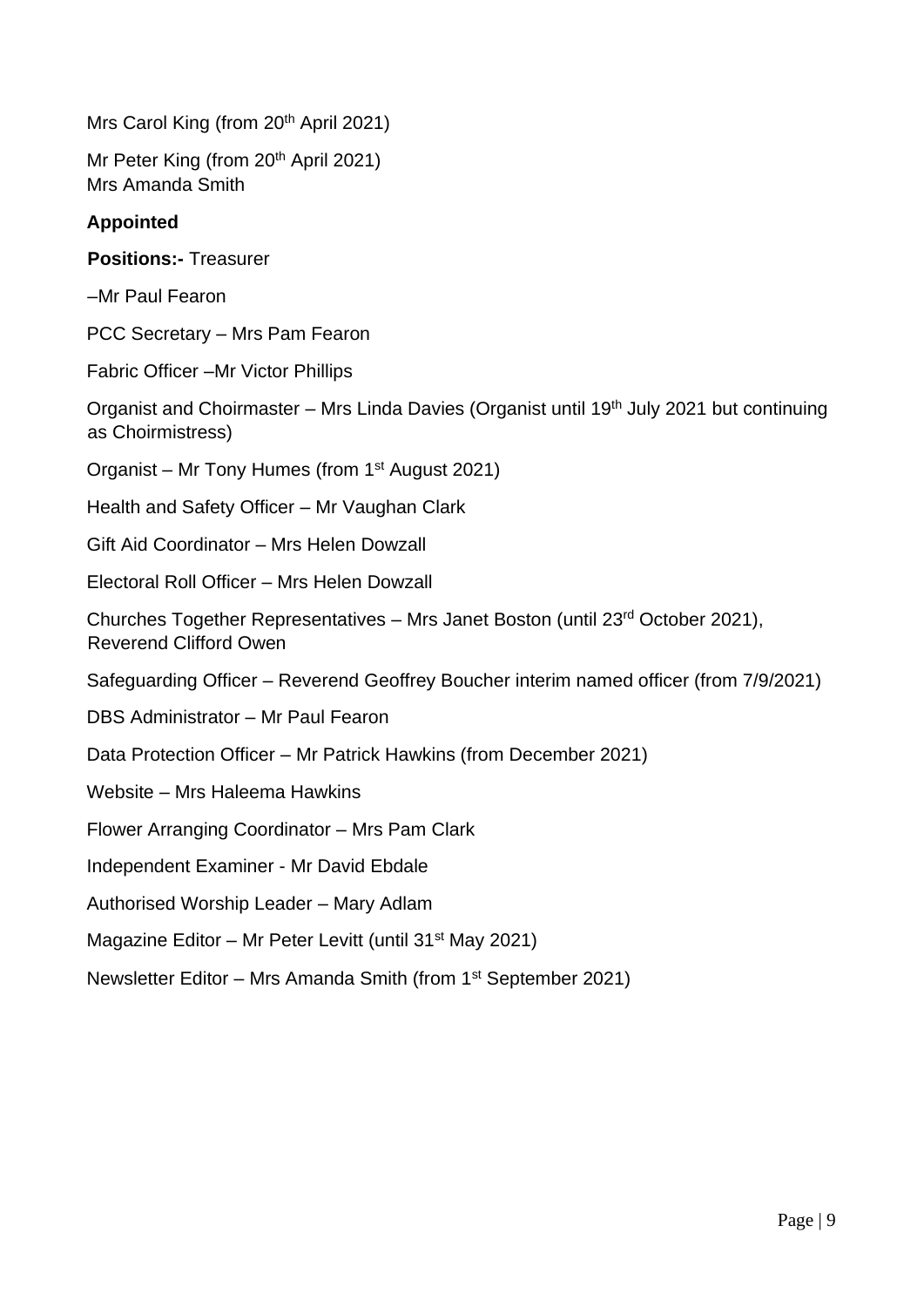Mrs Carol King (from 20th April 2021)

Mr Peter King (from 20th April 2021)
Mrs Amanda Smith

**Appointed**

**Positions:-** Treasurer

–Mr Paul Fearon

PCC Secretary – Mrs Pam Fearon

Fabric Officer –Mr Victor Phillips

Organist and Choirmaster – Mrs Linda Davies (Organist until 19th July 2021 but continuing as Choirmistress)

Organist – Mr Tony Humes (from 1st August 2021)

Health and Safety Officer – Mr Vaughan Clark

Gift Aid Coordinator – Mrs Helen Dowzall

Electoral Roll Officer – Mrs Helen Dowzall

Churches Together Representatives – Mrs Janet Boston (until 23rd October 2021), Reverend Clifford Owen

Safeguarding Officer – Reverend Geoffrey Boucher interim named officer (from 7/9/2021)

DBS Administrator – Mr Paul Fearon

Data Protection Officer – Mr Patrick Hawkins (from December 2021)

Website – Mrs Haleema Hawkins

Flower Arranging Coordinator – Mrs Pam Clark

Independent Examiner - Mr David Ebdale

Authorised Worship Leader – Mary Adlam

Magazine Editor – Mr Peter Levitt (until 31st May 2021)

Newsletter Editor – Mrs Amanda Smith (from 1st September 2021)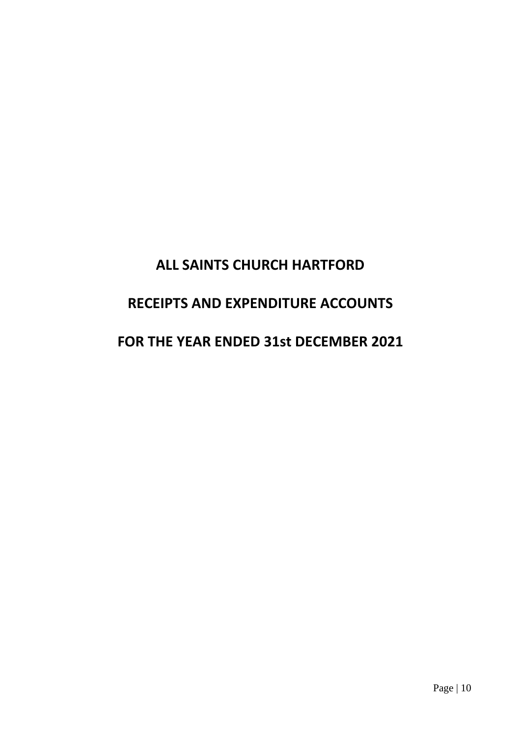# ALL SAINTS CHURCH HARTFORD

# RECEIPTS AND EXPENDITURE ACCOUNTS

# FOR THE YEAR ENDED 31st DECEMBER 2021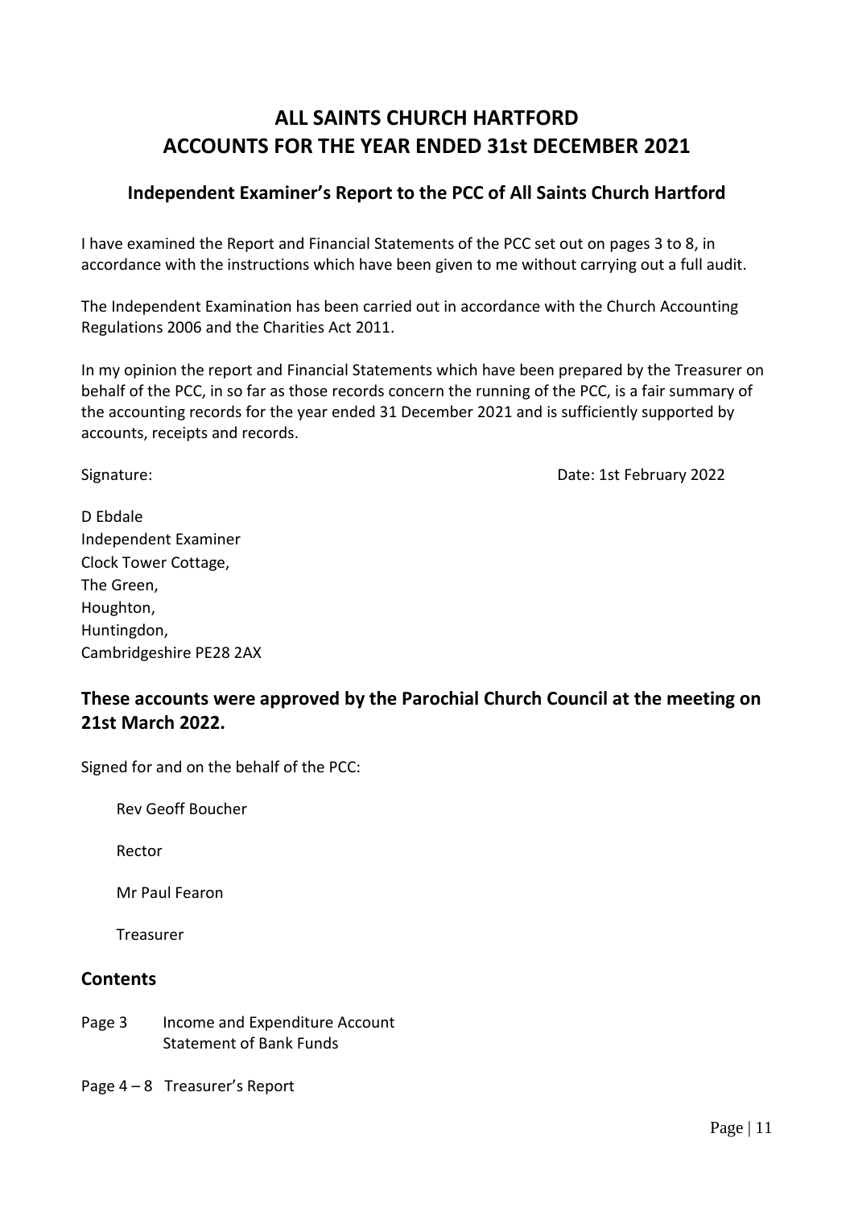# ALL SAINTS CHURCH HARTFORD
# ACCOUNTS FOR THE YEAR ENDED 31st DECEMBER 2021

## Independent Examiner's Report to the PCC of All Saints Church Hartford

I have examined the Report and Financial Statements of the PCC set out on pages 3 to 8, in accordance with the instructions which have been given to me without carrying out a full audit.

The Independent Examination has been carried out in accordance with the Church Accounting Regulations 2006 and the Charities Act 2011.

In my opinion the report and Financial Statements which have been prepared by the Treasurer on behalf of the PCC, in so far as those records concern the running of the PCC, is a fair summary of the accounting records for the year ended 31 December 2021 and is sufficiently supported by accounts, receipts and records.

Signature: Date: 1st February 2022

D Ebdale
Independent Examiner
Clock Tower Cottage,
The Green,
Houghton,
Huntingdon,
Cambridgeshire PE28 2AX

## These accounts were approved by the Parochial Church Council at the meeting on 21st March 2022.

Signed for and on the behalf of the PCC:

Rev Geoff Boucher

Rector

Mr Paul Fearon

Treasurer

## Contents

Page 3 Income and Expenditure Account
Statement of Bank Funds

Page 4 – 8 Treasurer's Report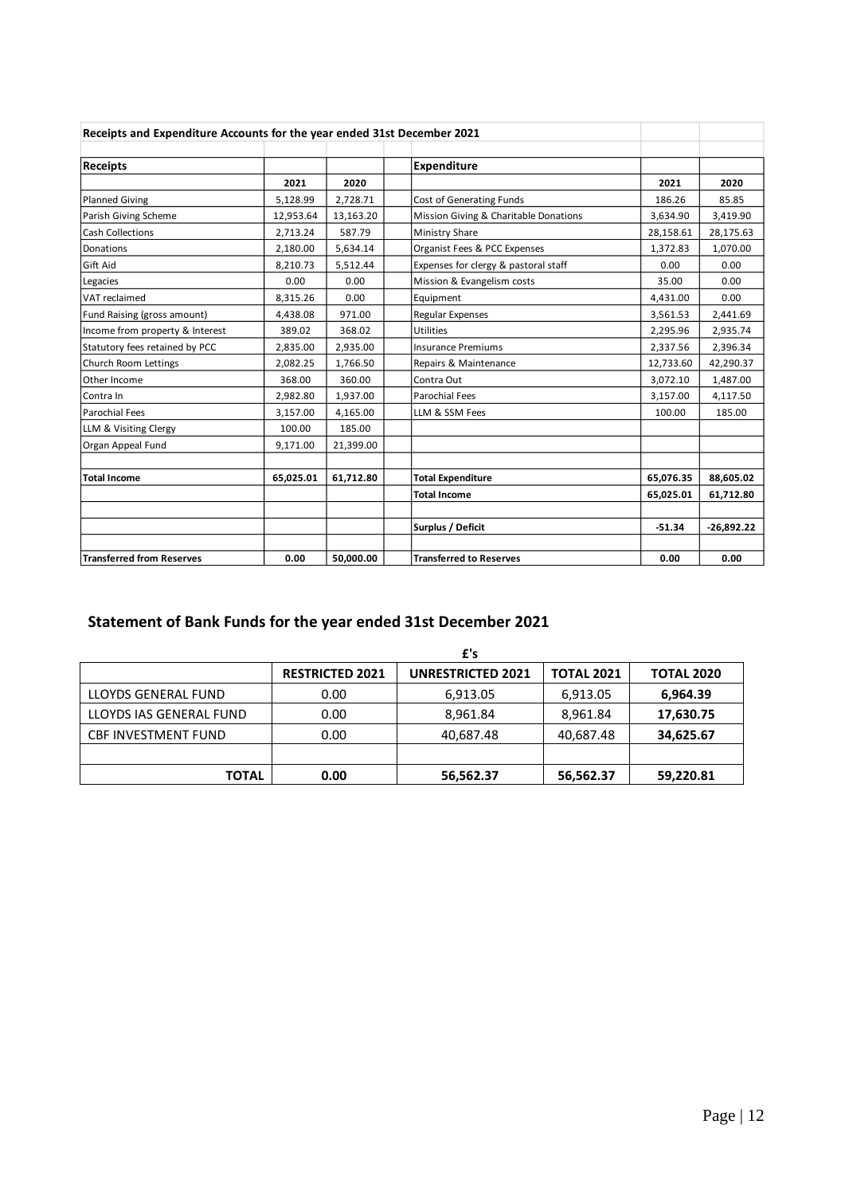| Receipts and Expenditure Accounts for the year ended 31st December 2021 | | | | | | |
|---|---|---|---|---|---|---|
| **Receipts** | | | | **Expenditure** | | |
| | **2021** | **2020** | | | **2021** | **2020** |
| Planned Giving | 5,128.99 | 2,728.71 | | Cost of Generating Funds | 186.26 | 85.85 |
| Parish Giving Scheme | 12,953.64 | 13,163.20 | | Mission Giving & Charitable Donations | 3,634.90 | 3,419.90 |
| Cash Collections | 2,713.24 | 587.79 | | Ministry Share | 28,158.61 | 28,175.63 |
| Donations | 2,180.00 | 5,634.14 | | Organist Fees & PCC Expenses | 1,372.83 | 1,070.00 |
| Gift Aid | 8,210.73 | 5,512.44 | | Expenses for clergy & pastoral staff | 0.00 | 0.00 |
| Legacies | 0.00 | 0.00 | | Mission & Evangelism costs | 35.00 | 0.00 |
| VAT reclaimed | 8,315.26 | 0.00 | | Equipment | 4,431.00 | 0.00 |
| Fund Raising (gross amount) | 4,438.08 | 971.00 | | Regular Expenses | 3,561.53 | 2,441.69 |
| Income from property & Interest | 389.02 | 368.02 | | Utilities | 2,295.96 | 2,935.74 |
| Statutory fees retained by PCC | 2,835.00 | 2,935.00 | | Insurance Premiums | 2,337.56 | 2,396.34 |
| Church Room Lettings | 2,082.25 | 1,766.50 | | Repairs & Maintenance | 12,733.60 | 42,290.37 |
| Other Income | 368.00 | 360.00 | | Contra Out | 3,072.10 | 1,487.00 |
| Contra In | 2,982.80 | 1,937.00 | | Parochial Fees | 3,157.00 | 4,117.50 |
| Parochial Fees | 3,157.00 | 4,165.00 | | LLM & SSM Fees | 100.00 | 185.00 |
| LLM & Visiting Clergy | 100.00 | 185.00 | | | | |
| Organ Appeal Fund | 9,171.00 | 21,399.00 | | | | |
| | | | | | | |
| **Total Income** | **65,025.01** | **61,712.80** | | **Total Expenditure** | **65,076.35** | **88,605.02** |
| | | | | **Total Income** | **65,025.01** | **61,712.80** |
| | | | | | | |
| | | | | **Surplus / Deficit** | **-51.34** | **-26,892.22** |
| | | | | | | |
| **Transferred from Reserves** | **0.00** | **50,000.00** | | **Transferred to Reserves** | **0.00** | **0.00** |

## Statement of Bank Funds for the year ended 31st December 2021

| | £'s | | | |
|---|---|---|---|---|
| | **RESTRICTED 2021** | **UNRESTRICTED 2021** | **TOTAL 2021** | **TOTAL 2020** |
| LLOYDS GENERAL FUND | 0.00 | 6,913.05 | 6,913.05 | **6,964.39** |
| LLOYDS IAS GENERAL FUND | 0.00 | 8,961.84 | 8,961.84 | **17,630.75** |
| CBF INVESTMENT FUND | 0.00 | 40,687.48 | 40,687.48 | **34,625.67** |
| | | | | |
| **TOTAL** | **0.00** | **56,562.37** | **56,562.37** | **59,220.81** |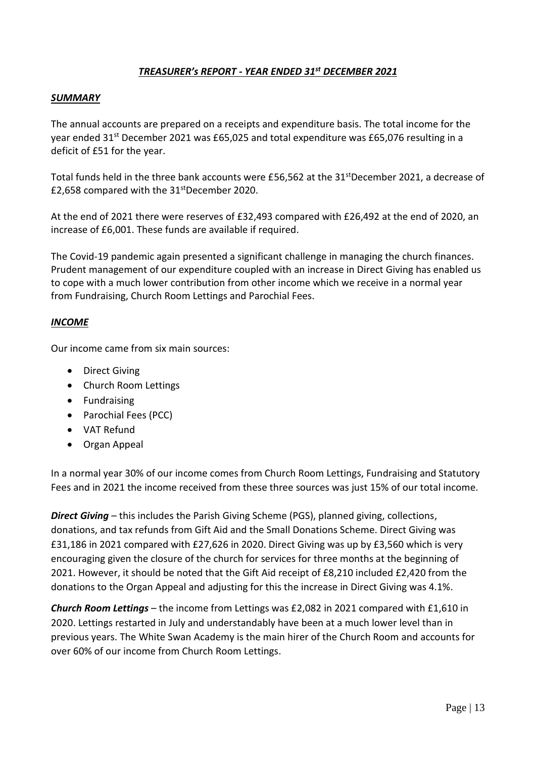## *TREASURER's REPORT - YEAR ENDED 31st DECEMBER 2021*

### *SUMMARY*

The annual accounts are prepared on a receipts and expenditure basis. The total income for the year ended 31st December 2021 was £65,025 and total expenditure was £65,076 resulting in a deficit of £51 for the year.

Total funds held in the three bank accounts were £56,562 at the 31st December 2021, a decrease of £2,658 compared with the 31st December 2020.

At the end of 2021 there were reserves of £32,493 compared with £26,492 at the end of 2020, an increase of £6,001. These funds are available if required.

The Covid-19 pandemic again presented a significant challenge in managing the church finances. Prudent management of our expenditure coupled with an increase in Direct Giving has enabled us to cope with a much lower contribution from other income which we receive in a normal year from Fundraising, Church Room Lettings and Parochial Fees.

### *INCOME*

Our income came from six main sources:

- Direct Giving
- Church Room Lettings
- Fundraising
- Parochial Fees (PCC)
- VAT Refund
- Organ Appeal

In a normal year 30% of our income comes from Church Room Lettings, Fundraising and Statutory Fees and in 2021 the income received from these three sources was just 15% of our total income.

***Direct Giving*** – this includes the Parish Giving Scheme (PGS), planned giving, collections, donations, and tax refunds from Gift Aid and the Small Donations Scheme. Direct Giving was £31,186 in 2021 compared with £27,626 in 2020. Direct Giving was up by £3,560 which is very encouraging given the closure of the church for services for three months at the beginning of 2021. However, it should be noted that the Gift Aid receipt of £8,210 included £2,420 from the donations to the Organ Appeal and adjusting for this the increase in Direct Giving was 4.1%.

***Church Room Lettings*** – the income from Lettings was £2,082 in 2021 compared with £1,610 in 2020. Lettings restarted in July and understandably have been at a much lower level than in previous years. The White Swan Academy is the main hirer of the Church Room and accounts for over 60% of our income from Church Room Lettings.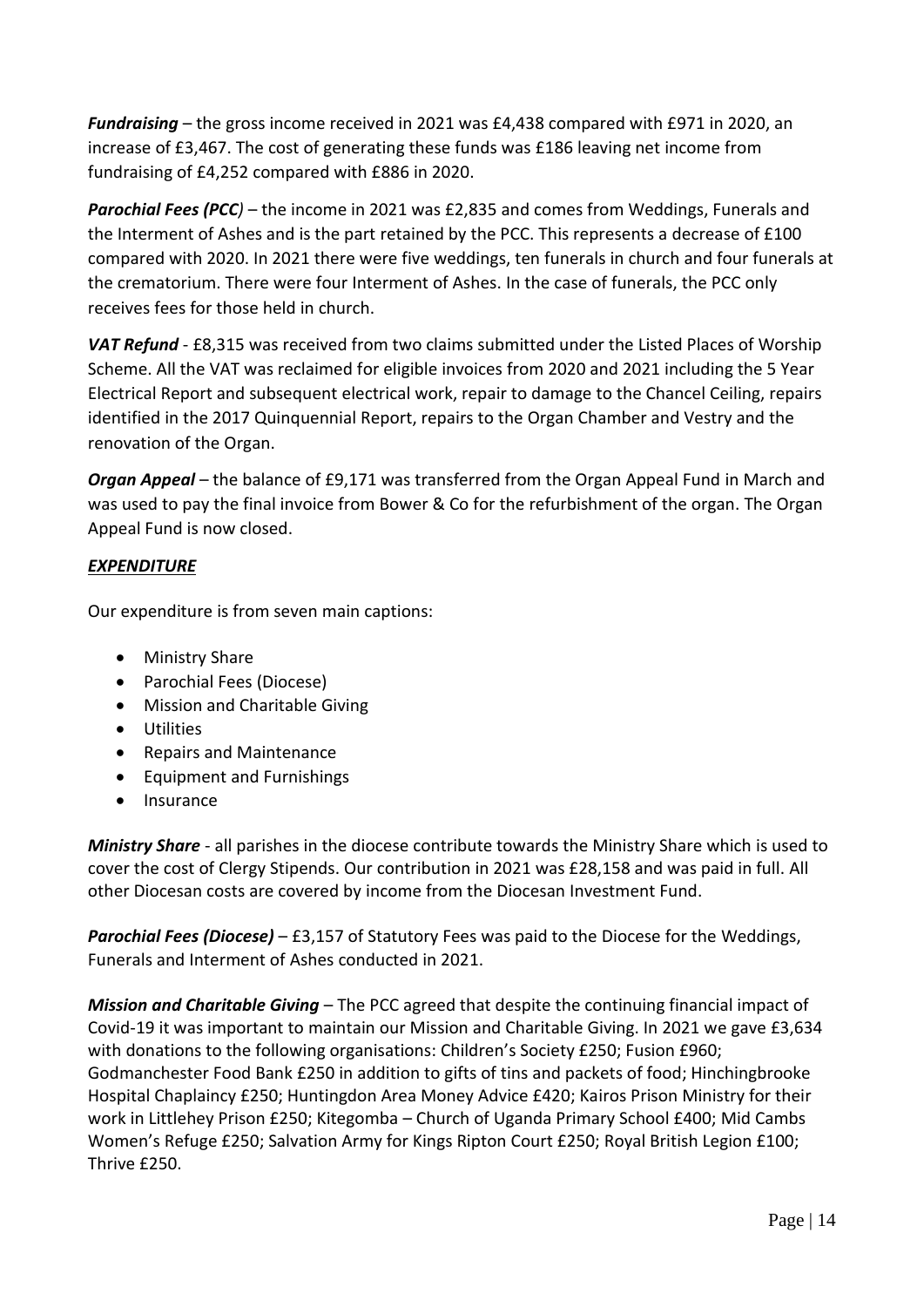***Fundraising*** – the gross income received in 2021 was £4,438 compared with £971 in 2020, an increase of £3,467. The cost of generating these funds was £186 leaving net income from fundraising of £4,252 compared with £886 in 2020.

***Parochial Fees (PCC)*** – the income in 2021 was £2,835 and comes from Weddings, Funerals and the Interment of Ashes and is the part retained by the PCC. This represents a decrease of £100 compared with 2020. In 2021 there were five weddings, ten funerals in church and four funerals at the crematorium. There were four Interment of Ashes. In the case of funerals, the PCC only receives fees for those held in church.

***VAT Refund*** - £8,315 was received from two claims submitted under the Listed Places of Worship Scheme. All the VAT was reclaimed for eligible invoices from 2020 and 2021 including the 5 Year Electrical Report and subsequent electrical work, repair to damage to the Chancel Ceiling, repairs identified in the 2017 Quinquennial Report, repairs to the Organ Chamber and Vestry and the renovation of the Organ.

***Organ Appeal*** – the balance of £9,171 was transferred from the Organ Appeal Fund in March and was used to pay the final invoice from Bower & Co for the refurbishment of the organ. The Organ Appeal Fund is now closed.

***EXPENDITURE***

Our expenditure is from seven main captions:

- Ministry Share
- Parochial Fees (Diocese)
- Mission and Charitable Giving
- Utilities
- Repairs and Maintenance
- Equipment and Furnishings
- Insurance

***Ministry Share*** - all parishes in the diocese contribute towards the Ministry Share which is used to cover the cost of Clergy Stipends. Our contribution in 2021 was £28,158 and was paid in full. All other Diocesan costs are covered by income from the Diocesan Investment Fund.

***Parochial Fees (Diocese)*** – £3,157 of Statutory Fees was paid to the Diocese for the Weddings, Funerals and Interment of Ashes conducted in 2021.

***Mission and Charitable Giving*** – The PCC agreed that despite the continuing financial impact of Covid-19 it was important to maintain our Mission and Charitable Giving. In 2021 we gave £3,634 with donations to the following organisations: Children's Society £250; Fusion £960; Godmanchester Food Bank £250 in addition to gifts of tins and packets of food; Hinchingbrooke Hospital Chaplaincy £250; Huntingdon Area Money Advice £420; Kairos Prison Ministry for their work in Littlehey Prison £250; Kitegomba – Church of Uganda Primary School £400; Mid Cambs Women's Refuge £250; Salvation Army for Kings Ripton Court £250; Royal British Legion £100; Thrive £250.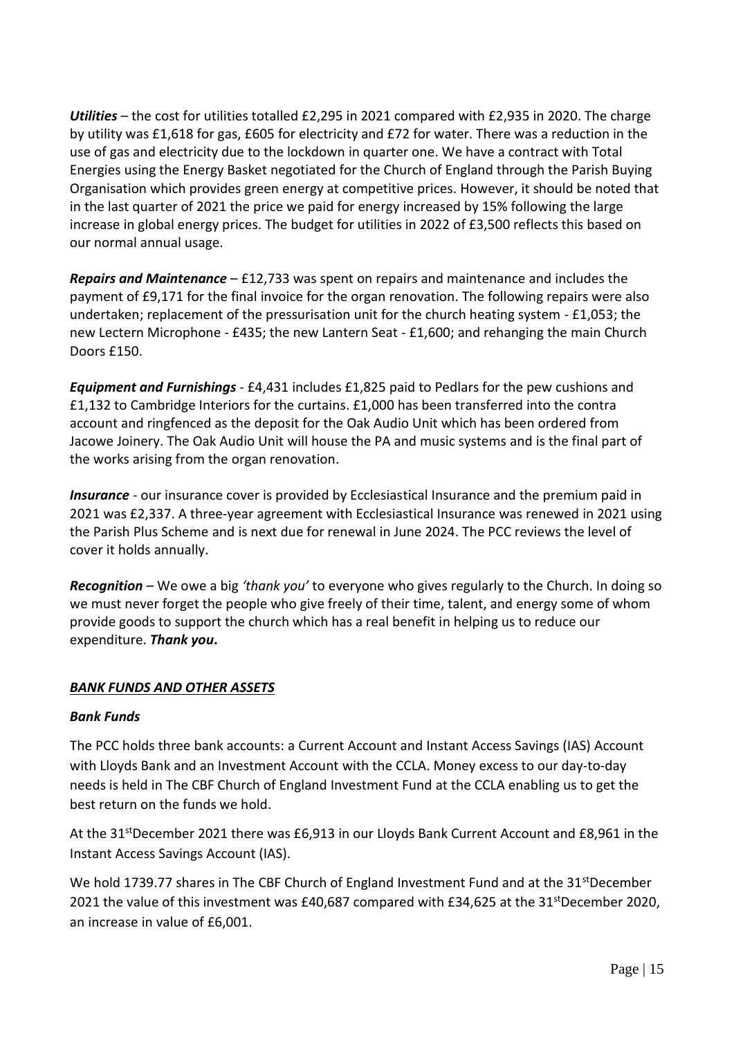***Utilities*** – the cost for utilities totalled £2,295 in 2021 compared with £2,935 in 2020. The charge by utility was £1,618 for gas, £605 for electricity and £72 for water. There was a reduction in the use of gas and electricity due to the lockdown in quarter one. We have a contract with Total Energies using the Energy Basket negotiated for the Church of England through the Parish Buying Organisation which provides green energy at competitive prices. However, it should be noted that in the last quarter of 2021 the price we paid for energy increased by 15% following the large increase in global energy prices. The budget for utilities in 2022 of £3,500 reflects this based on our normal annual usage.

***Repairs and Maintenance*** – £12,733 was spent on repairs and maintenance and includes the payment of £9,171 for the final invoice for the organ renovation. The following repairs were also undertaken; replacement of the pressurisation unit for the church heating system - £1,053; the new Lectern Microphone - £435; the new Lantern Seat - £1,600; and rehanging the main Church Doors £150.

***Equipment and Furnishings*** - £4,431 includes £1,825 paid to Pedlars for the pew cushions and £1,132 to Cambridge Interiors for the curtains. £1,000 has been transferred into the contra account and ringfenced as the deposit for the Oak Audio Unit which has been ordered from Jacowe Joinery. The Oak Audio Unit will house the PA and music systems and is the final part of the works arising from the organ renovation.

***Insurance*** - our insurance cover is provided by Ecclesiastical Insurance and the premium paid in 2021 was £2,337. A three-year agreement with Ecclesiastical Insurance was renewed in 2021 using the Parish Plus Scheme and is next due for renewal in June 2024. The PCC reviews the level of cover it holds annually.

***Recognition*** – We owe a big *'thank you'* to everyone who gives regularly to the Church. In doing so we must never forget the people who give freely of their time, talent, and energy some of whom provide goods to support the church which has a real benefit in helping us to reduce our expenditure. ***Thank you*.**

## ***BANK FUNDS AND OTHER ASSETS***

### ***Bank Funds***

The PCC holds three bank accounts: a Current Account and Instant Access Savings (IAS) Account with Lloyds Bank and an Investment Account with the CCLA. Money excess to our day-to-day needs is held in The CBF Church of England Investment Fund at the CCLA enabling us to get the best return on the funds we hold.

At the 31st December 2021 there was £6,913 in our Lloyds Bank Current Account and £8,961 in the Instant Access Savings Account (IAS).

We hold 1739.77 shares in The CBF Church of England Investment Fund and at the 31st December 2021 the value of this investment was £40,687 compared with £34,625 at the 31st December 2020, an increase in value of £6,001.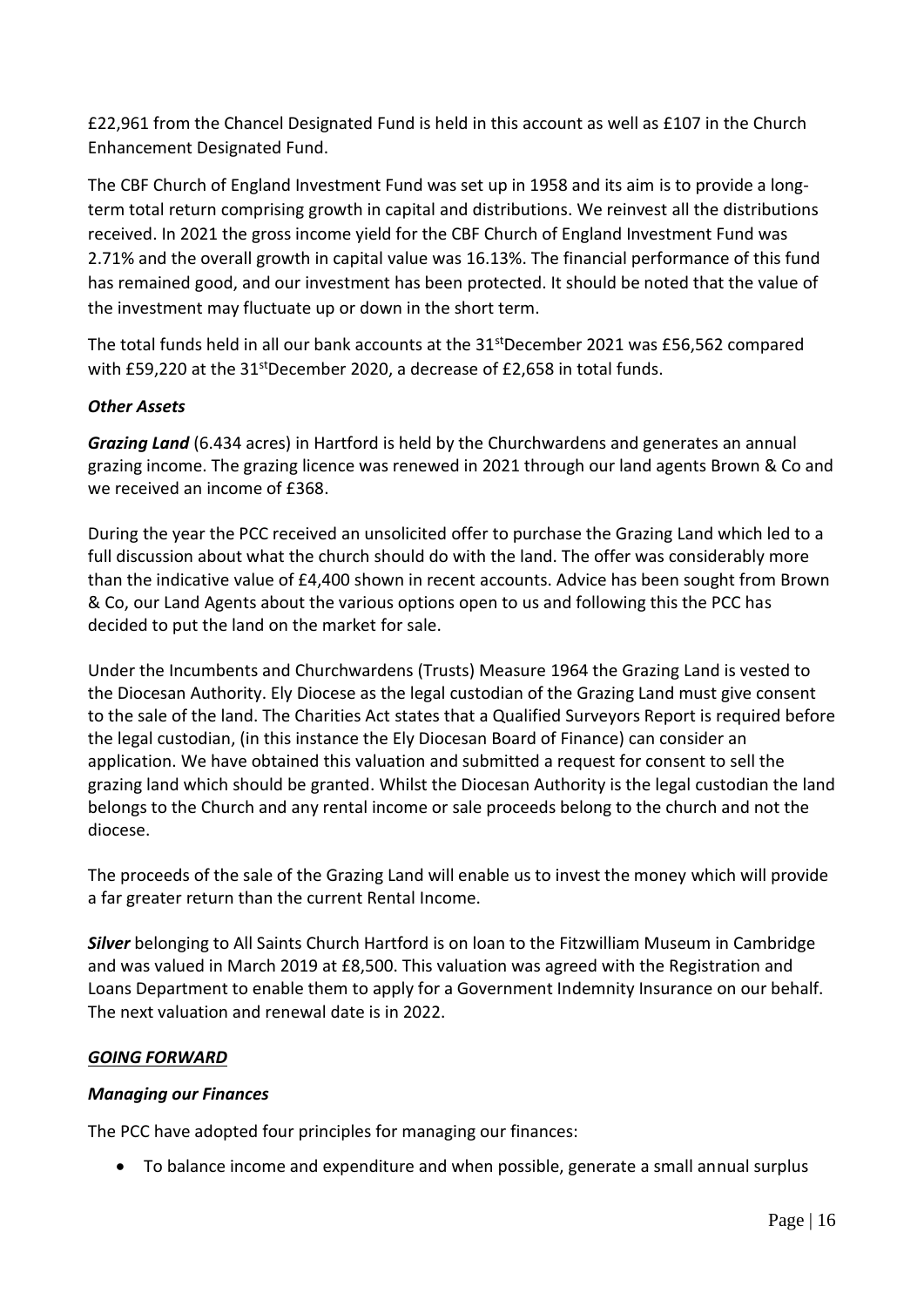£22,961 from the Chancel Designated Fund is held in this account as well as £107 in the Church Enhancement Designated Fund.

The CBF Church of England Investment Fund was set up in 1958 and its aim is to provide a long-term total return comprising growth in capital and distributions. We reinvest all the distributions received. In 2021 the gross income yield for the CBF Church of England Investment Fund was 2.71% and the overall growth in capital value was 16.13%. The financial performance of this fund has remained good, and our investment has been protected. It should be noted that the value of the investment may fluctuate up or down in the short term.

The total funds held in all our bank accounts at the 31stDecember 2021 was £56,562 compared with £59,220 at the 31stDecember 2020, a decrease of £2,658 in total funds.

***Other Assets***

***Grazing Land*** (6.434 acres) in Hartford is held by the Churchwardens and generates an annual grazing income. The grazing licence was renewed in 2021 through our land agents Brown & Co and we received an income of £368.

During the year the PCC received an unsolicited offer to purchase the Grazing Land which led to a full discussion about what the church should do with the land. The offer was considerably more than the indicative value of £4,400 shown in recent accounts. Advice has been sought from Brown & Co, our Land Agents about the various options open to us and following this the PCC has decided to put the land on the market for sale.

Under the Incumbents and Churchwardens (Trusts) Measure 1964 the Grazing Land is vested to the Diocesan Authority. Ely Diocese as the legal custodian of the Grazing Land must give consent to the sale of the land. The Charities Act states that a Qualified Surveyors Report is required before the legal custodian, (in this instance the Ely Diocesan Board of Finance) can consider an application. We have obtained this valuation and submitted a request for consent to sell the grazing land which should be granted. Whilst the Diocesan Authority is the legal custodian the land belongs to the Church and any rental income or sale proceeds belong to the church and not the diocese.

The proceeds of the sale of the Grazing Land will enable us to invest the money which will provide a far greater return than the current Rental Income.

***Silver*** belonging to All Saints Church Hartford is on loan to the Fitzwilliam Museum in Cambridge and was valued in March 2019 at £8,500. This valuation was agreed with the Registration and Loans Department to enable them to apply for a Government Indemnity Insurance on our behalf. The next valuation and renewal date is in 2022.

***GOING FORWARD***

***Managing our Finances***

The PCC have adopted four principles for managing our finances:

- To balance income and expenditure and when possible, generate a small annual surplus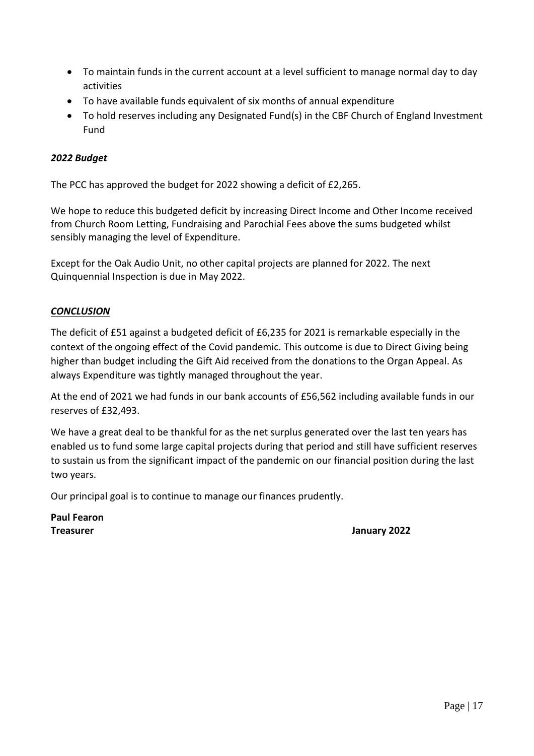- To maintain funds in the current account at a level sufficient to manage normal day to day activities
- To have available funds equivalent of six months of annual expenditure
- To hold reserves including any Designated Fund(s) in the CBF Church of England Investment Fund

### *2022 Budget*

The PCC has approved the budget for 2022 showing a deficit of £2,265.

We hope to reduce this budgeted deficit by increasing Direct Income and Other Income received from Church Room Letting, Fundraising and Parochial Fees above the sums budgeted whilst sensibly managing the level of Expenditure.

Except for the Oak Audio Unit, no other capital projects are planned for 2022. The next Quinquennial Inspection is due in May 2022.

### ***CONCLUSION***

The deficit of £51 against a budgeted deficit of £6,235 for 2021 is remarkable especially in the context of the ongoing effect of the Covid pandemic. This outcome is due to Direct Giving being higher than budget including the Gift Aid received from the donations to the Organ Appeal. As always Expenditure was tightly managed throughout the year.

At the end of 2021 we had funds in our bank accounts of £56,562 including available funds in our reserves of £32,493.

We have a great deal to be thankful for as the net surplus generated over the last ten years has enabled us to fund some large capital projects during that period and still have sufficient reserves to sustain us from the significant impact of the pandemic on our financial position during the last two years.

Our principal goal is to continue to manage our finances prudently.

**Paul Fearon**
**Treasurer** **January 2022**